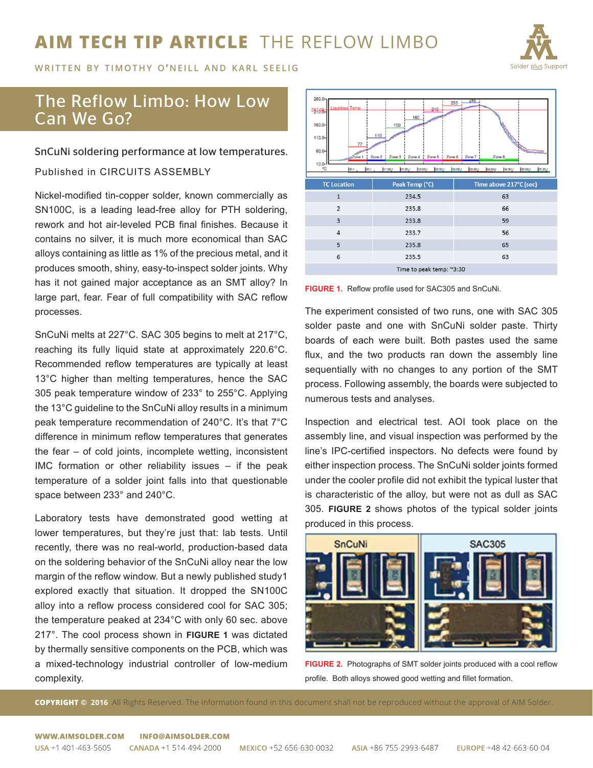# AIM TECH TIP ARTICLE THE REFLOW LIMBO

WRITTEN BY TIMOTHY O'NEILL AND KARL SEELIG

## The Reflow Limbo: How Low Can We Go?

SnCuNi soldering performance at low temperatures.

Published in CIRCUITS ASSEMBLY

Nickel-modified tin-copper solder, known commercially as SN100C, is a leading lead-free alloy for PTH soldering, rework and hot air-leveled PCB final finishes. Because it contains no silver, it is much more economical than SAC alloys containing as little as 1% of the precious metal, and it produces smooth, shiny, easy-to-inspect solder joints. Why has it not gained major acceptance as an SMT alloy? In large part, fear. Fear of full compatibility with SAC reflow processes.

SnCuNi melts at 227°C. SAC 305 begins to melt at 217°C, reaching its fully liquid state at approximately 220.6°C. Recommended reflow temperatures are typically at least 13°C higher than melting temperatures, hence the SAC 305 peak temperature window of 233° to 255°C. Applying the 13°C guideline to the SnCuNi alloy results in a minimum peak temperature recommendation of 240°C. It's that 7°C difference in minimum reflow temperatures that generates the fear – of cold joints, incomplete wetting, inconsistent IMC formation or other reliability issues – if the peak temperature of a solder joint falls into that questionable space between 233° and 240°C.

Laboratory tests have demonstrated good wetting at lower temperatures, but they're just that: lab tests. Until recently, there was no real-world, production-based data on the soldering behavior of the SnCuNi alloy near the low margin of the reflow window. But a newly published study1 explored exactly that situation. It dropped the SN100C alloy into a reflow process considered cool for SAC 305; the temperature peaked at 234°C with only 60 sec. above 217°. The cool process shown in **FIGURE 1** was dictated by thermally sensitive components on the PCB, which was a mixed-technology industrial controller of low-medium complexity.

| TC Location | Peak Temp (°C) | Time above 217°C (sec) |
|---|---|---|
| 1 | 234.5 | 63 |
| 2 | 235.8 | 66 |
| 3 | 233.8 | 59 |
| 4 | 233.7 | 56 |
| 5 | 235.8 | 65 |
| 6 | 235.5 | 63 |
| Time to peak temp: ~3:30 | | |

**FIGURE 1.** Reflow profile used for SAC305 and SnCuNi.

The experiment consisted of two runs, one with SAC 305 solder paste and one with SnCuNi solder paste. Thirty boards of each were built. Both pastes used the same flux, and the two products ran down the assembly line sequentially with no changes to any portion of the SMT process. Following assembly, the boards were subjected to numerous tests and analyses.

Inspection and electrical test. AOI took place on the assembly line, and visual inspection was performed by the line's IPC-certified inspectors. No defects were found by either inspection process. The SnCuNi solder joints formed under the cooler profile did not exhibit the typical luster that is characteristic of the alloy, but were not as dull as SAC 305. **FIGURE 2** shows photos of the typical solder joints produced in this process.

**FIGURE 2.** Photographs of SMT solder joints produced with a cool reflow profile. Both alloys showed good wetting and fillet formation.

**COPYRIGHT © 2016** All Rights Reserved. The information found in this document shall not be reproduced without the approval of AIM Solder.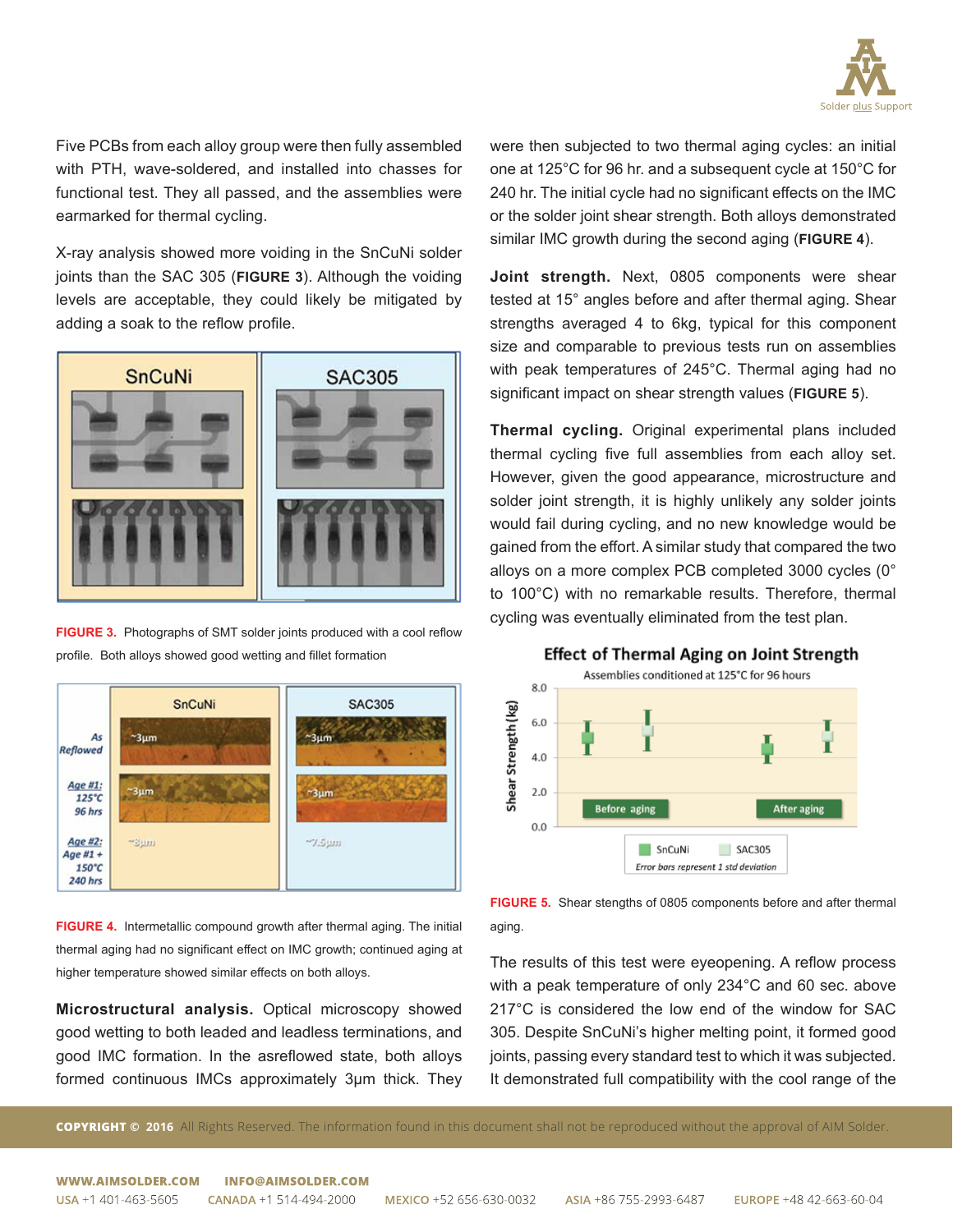Five PCBs from each alloy group were then fully assembled with PTH, wave-soldered, and installed into chasses for functional test. They all passed, and the assemblies were earmarked for thermal cycling.

X-ray analysis showed more voiding in the SnCuNi solder joints than the SAC 305 (**FIGURE 3**). Although the voiding levels are acceptable, they could likely be mitigated by adding a soak to the reflow profile.

**FIGURE 3.** Photographs of SMT solder joints produced with a cool reflow profile. Both alloys showed good wetting and fillet formation

**FIGURE 4.** Intermetallic compound growth after thermal aging. The initial thermal aging had no significant effect on IMC growth; continued aging at higher temperature showed similar effects on both alloys.

**Microstructural analysis.** Optical microscopy showed good wetting to both leaded and leadless terminations, and good IMC formation. In the asreflowed state, both alloys formed continuous IMCs approximately 3µm thick. They were then subjected to two thermal aging cycles: an initial one at 125°C for 96 hr. and a subsequent cycle at 150°C for 240 hr. The initial cycle had no significant effects on the IMC or the solder joint shear strength. Both alloys demonstrated similar IMC growth during the second aging (**FIGURE 4**).

**Joint strength.** Next, 0805 components were shear tested at 15° angles before and after thermal aging. Shear strengths averaged 4 to 6kg, typical for this component size and comparable to previous tests run on assemblies with peak temperatures of 245°C. Thermal aging had no significant impact on shear strength values (**FIGURE 5**).

**Thermal cycling.** Original experimental plans included thermal cycling five full assemblies from each alloy set. However, given the good appearance, microstructure and solder joint strength, it is highly unlikely any solder joints would fail during cycling, and no new knowledge would be gained from the effort. A similar study that compared the two alloys on a more complex PCB completed 3000 cycles (0° to 100°C) with no remarkable results. Therefore, thermal cycling was eventually eliminated from the test plan.

**FIGURE 5.** Shear stengths of 0805 components before and after thermal aging.

The results of this test were eyeopening. A reflow process with a peak temperature of only 234°C and 60 sec. above 217°C is considered the low end of the window for SAC 305. Despite SnCuNi's higher melting point, it formed good joints, passing every standard test to which it was subjected. It demonstrated full compatibility with the cool range of the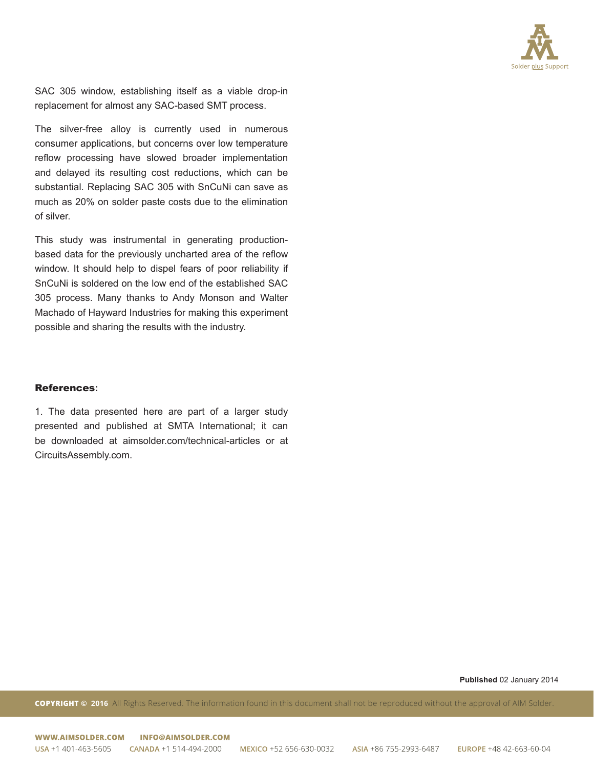SAC 305 window, establishing itself as a viable drop-in replacement for almost any SAC-based SMT process.

The silver-free alloy is currently used in numerous consumer applications, but concerns over low temperature reflow processing have slowed broader implementation and delayed its resulting cost reductions, which can be substantial. Replacing SAC 305 with SnCuNi can save as much as 20% on solder paste costs due to the elimination of silver.

This study was instrumental in generating production-based data for the previously uncharted area of the reflow window. It should help to dispel fears of poor reliability if SnCuNi is soldered on the low end of the established SAC 305 process. Many thanks to Andy Monson and Walter Machado of Hayward Industries for making this experiment possible and sharing the results with the industry.

## References:

1. The data presented here are part of a larger study presented and published at SMTA International; it can be downloaded at aimsolder.com/technical-articles or at CircuitsAssembly.com.

**Published** 02 January 2014